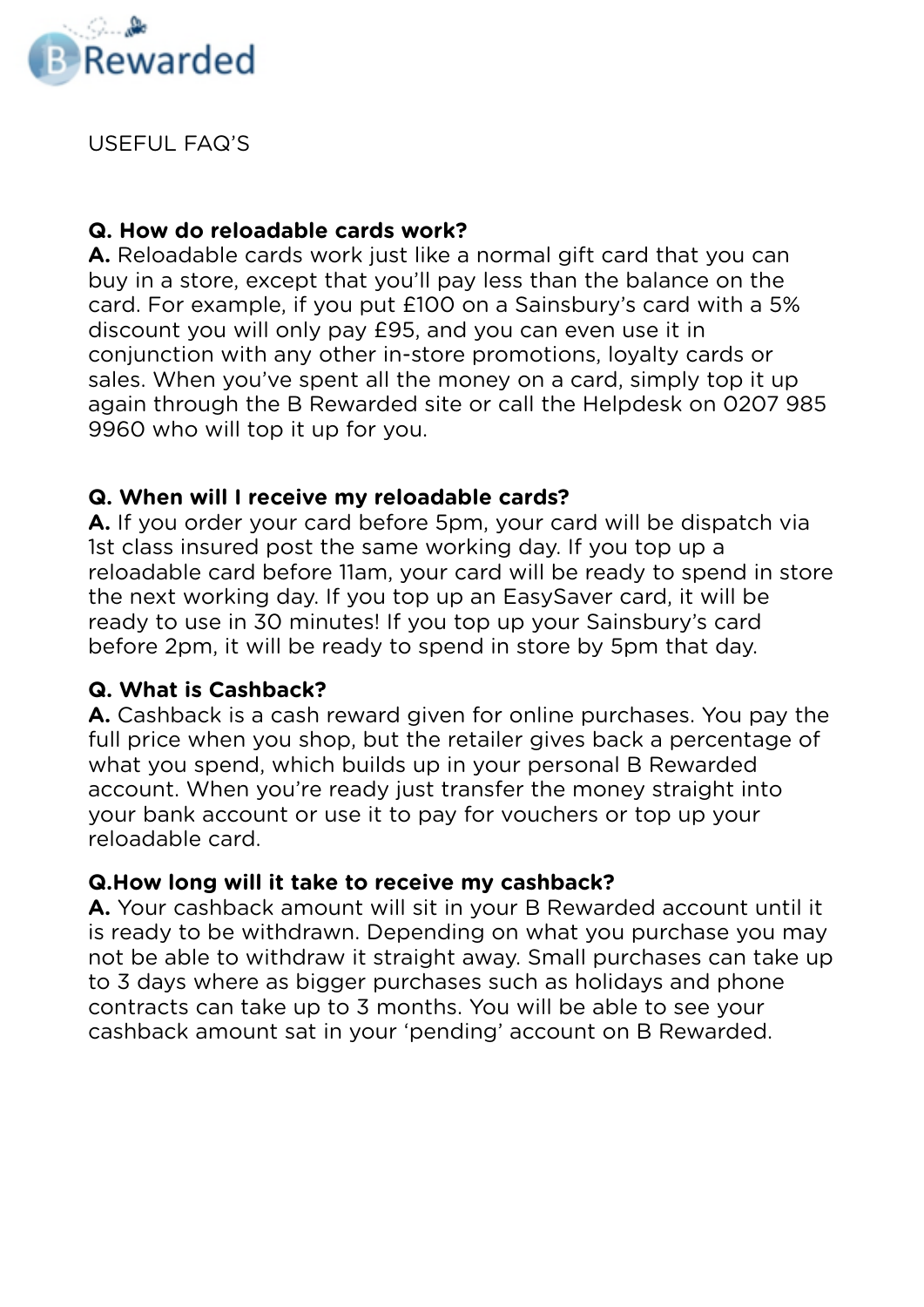B Rewarded

USEFUL FAQ'S

**Q. How do reloadable cards work?**
**A.** Reloadable cards work just like a normal gift card that you can buy in a store, except that you'll pay less than the balance on the card. For example, if you put £100 on a Sainsbury's card with a 5% discount you will only pay £95, and you can even use it in conjunction with any other in-store promotions, loyalty cards or sales. When you've spent all the money on a card, simply top it up again through the B Rewarded site or call the Helpdesk on 0207 985 9960 who will top it up for you.

**Q. When will I receive my reloadable cards?**
**A.** If you order your card before 5pm, your card will be dispatch via 1st class insured post the same working day. If you top up a reloadable card before 11am, your card will be ready to spend in store the next working day. If you top up an EasySaver card, it will be ready to use in 30 minutes! If you top up your Sainsbury's card before 2pm, it will be ready to spend in store by 5pm that day.

**Q. What is Cashback?**
**A.** Cashback is a cash reward given for online purchases. You pay the full price when you shop, but the retailer gives back a percentage of what you spend, which builds up in your personal B Rewarded account. When you're ready just transfer the money straight into your bank account or use it to pay for vouchers or top up your reloadable card.

**Q.How long will it take to receive my cashback?**
**A.** Your cashback amount will sit in your B Rewarded account until it is ready to be withdrawn. Depending on what you purchase you may not be able to withdraw it straight away. Small purchases can take up to 3 days where as bigger purchases such as holidays and phone contracts can take up to 3 months. You will be able to see your cashback amount sat in your 'pending' account on B Rewarded.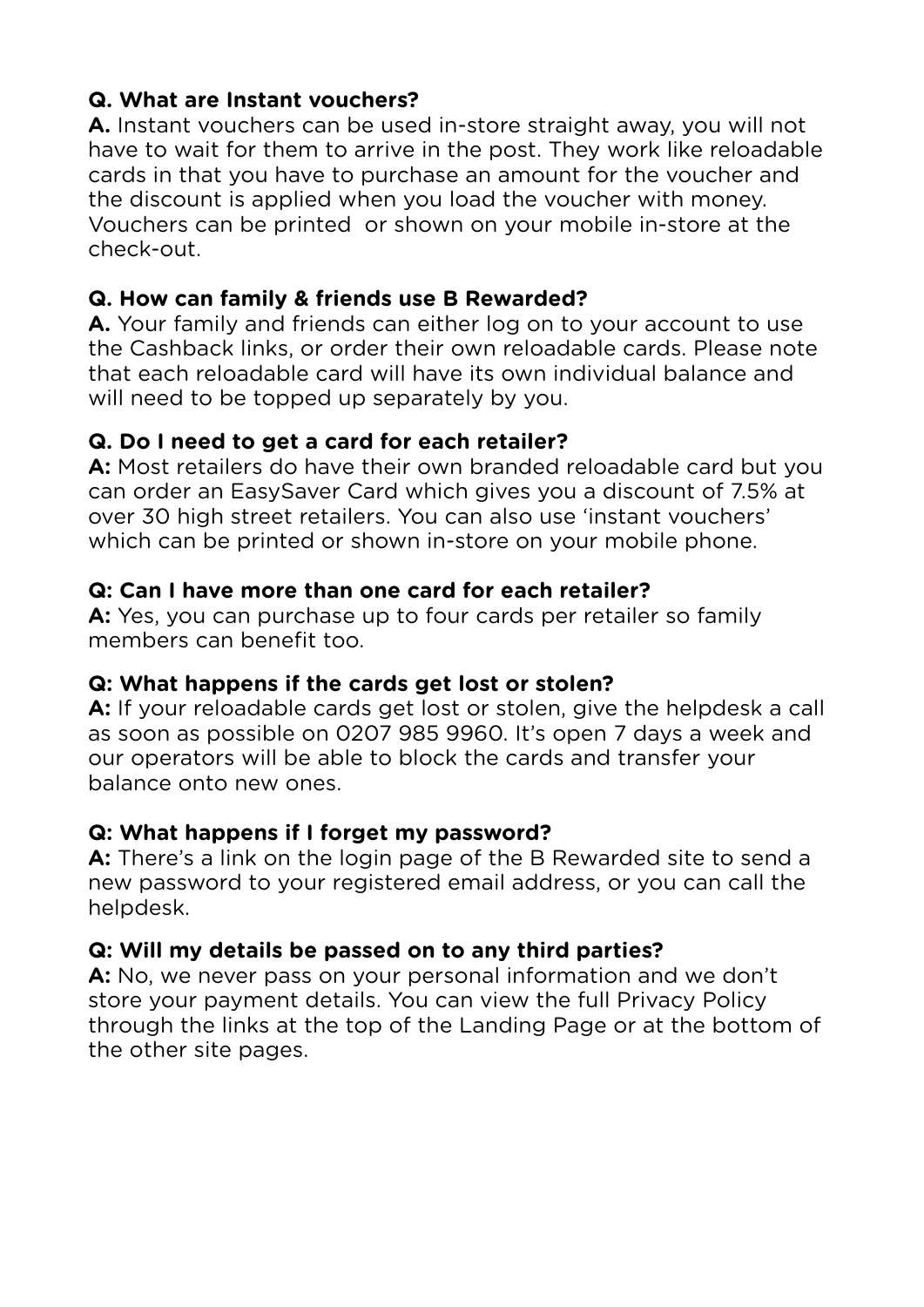**Q. What are Instant vouchers?**
**A.** Instant vouchers can be used in-store straight away, you will not have to wait for them to arrive in the post. They work like reloadable cards in that you have to purchase an amount for the voucher and the discount is applied when you load the voucher with money. Vouchers can be printed or shown on your mobile in-store at the check-out.

**Q. How can family & friends use B Rewarded?**
**A.** Your family and friends can either log on to your account to use the Cashback links, or order their own reloadable cards. Please note that each reloadable card will have its own individual balance and will need to be topped up separately by you.

**Q. Do I need to get a card for each retailer?**
**A:** Most retailers do have their own branded reloadable card but you can order an EasySaver Card which gives you a discount of 7.5% at over 30 high street retailers. You can also use 'instant vouchers' which can be printed or shown in-store on your mobile phone.

**Q: Can I have more than one card for each retailer?**
**A:** Yes, you can purchase up to four cards per retailer so family members can benefit too.

**Q: What happens if the cards get lost or stolen?**
**A:** If your reloadable cards get lost or stolen, give the helpdesk a call as soon as possible on 0207 985 9960. It's open 7 days a week and our operators will be able to block the cards and transfer your balance onto new ones.

**Q: What happens if I forget my password?**
**A:** There's a link on the login page of the B Rewarded site to send a new password to your registered email address, or you can call the helpdesk.

**Q: Will my details be passed on to any third parties?**
**A:** No, we never pass on your personal information and we don't store your payment details. You can view the full Privacy Policy through the links at the top of the Landing Page or at the bottom of the other site pages.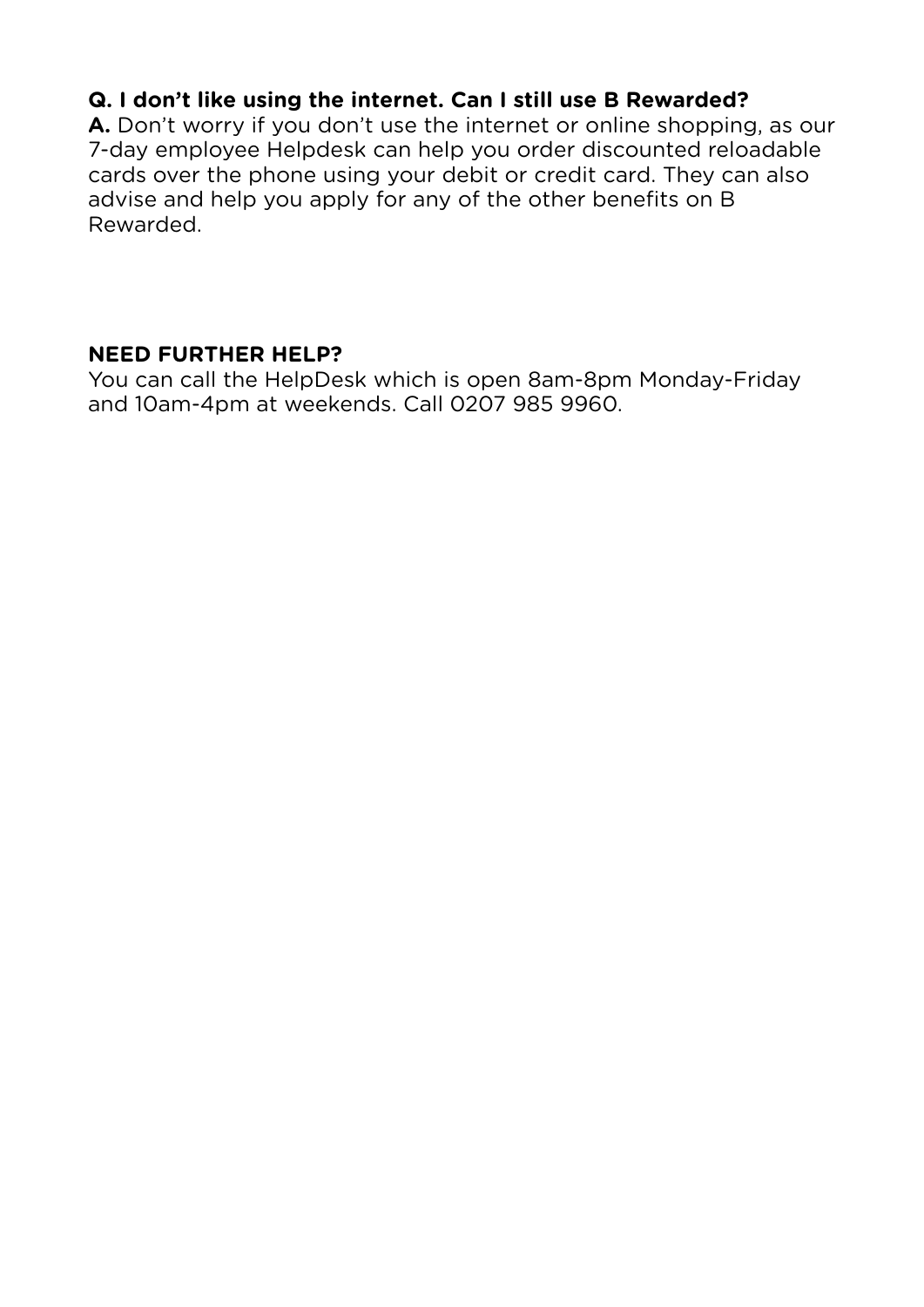**Q. I don’t like using the internet. Can I still use B Rewarded?**
**A.** Don’t worry if you don’t use the internet or online shopping, as our 7-day employee Helpdesk can help you order discounted reloadable cards over the phone using your debit or credit card. They can also advise and help you apply for any of the other benefits on B Rewarded.

**NEED FURTHER HELP?**
You can call the HelpDesk which is open 8am-8pm Monday-Friday and 10am-4pm at weekends. Call 0207 985 9960.